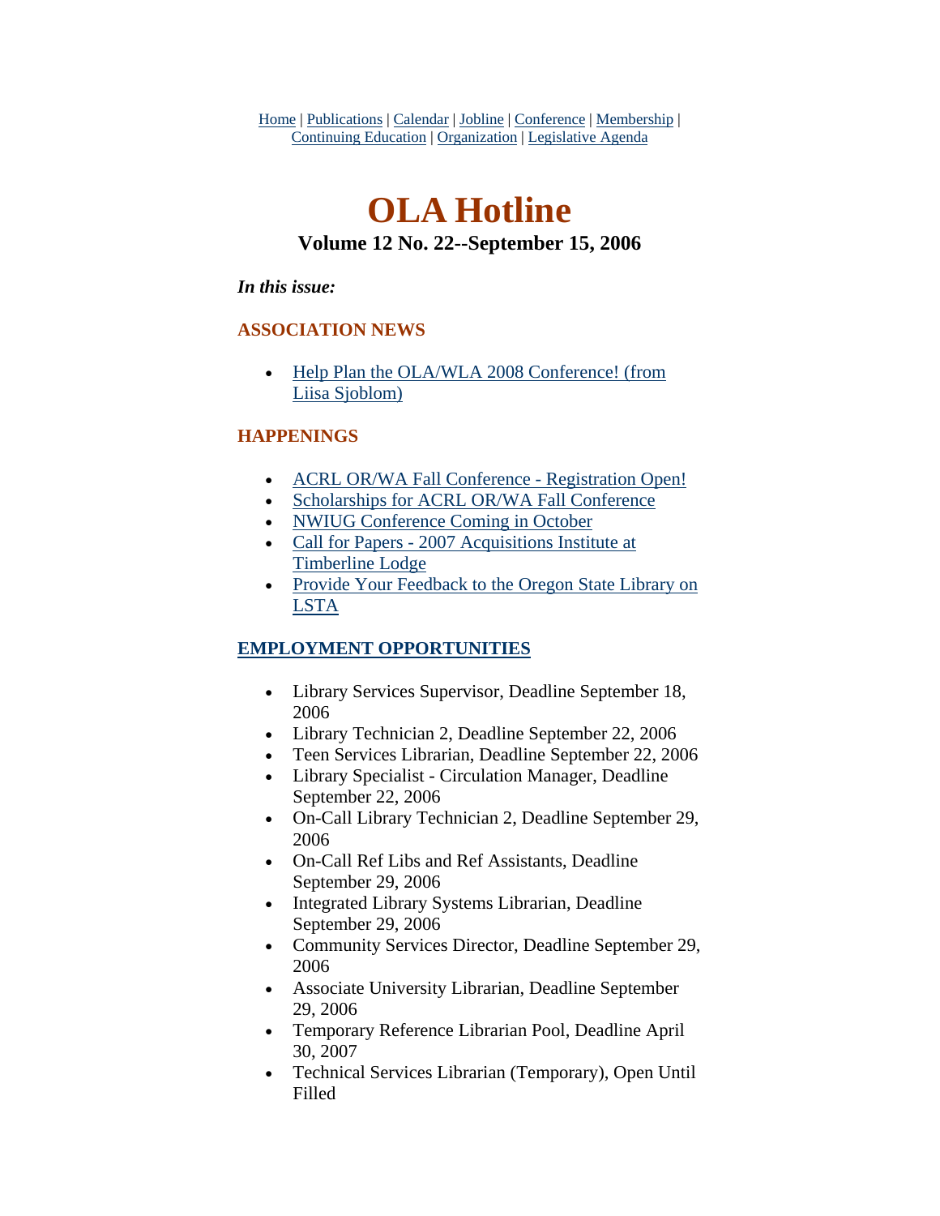Home | Publications | Calendar | Jobline | Conference | Membership | Continuing Education | Organization | Legislative Agenda

# OLA Hotline

### Volume 12 No. 22--September 15, 2006

***In this issue:***

## ASSOCIATION NEWS

- Help Plan the OLA/WLA 2008 Conference! (from Liisa Sjoblom)

## HAPPENINGS

- ACRL OR/WA Fall Conference - Registration Open!
- Scholarships for ACRL OR/WA Fall Conference
- NWIUG Conference Coming in October
- Call for Papers - 2007 Acquisitions Institute at Timberline Lodge
- Provide Your Feedback to the Oregon State Library on LSTA

## EMPLOYMENT OPPORTUNITIES

- Library Services Supervisor, Deadline September 18, 2006
- Library Technician 2, Deadline September 22, 2006
- Teen Services Librarian, Deadline September 22, 2006
- Library Specialist - Circulation Manager, Deadline September 22, 2006
- On-Call Library Technician 2, Deadline September 29, 2006
- On-Call Ref Libs and Ref Assistants, Deadline September 29, 2006
- Integrated Library Systems Librarian, Deadline September 29, 2006
- Community Services Director, Deadline September 29, 2006
- Associate University Librarian, Deadline September 29, 2006
- Temporary Reference Librarian Pool, Deadline April 30, 2007
- Technical Services Librarian (Temporary), Open Until Filled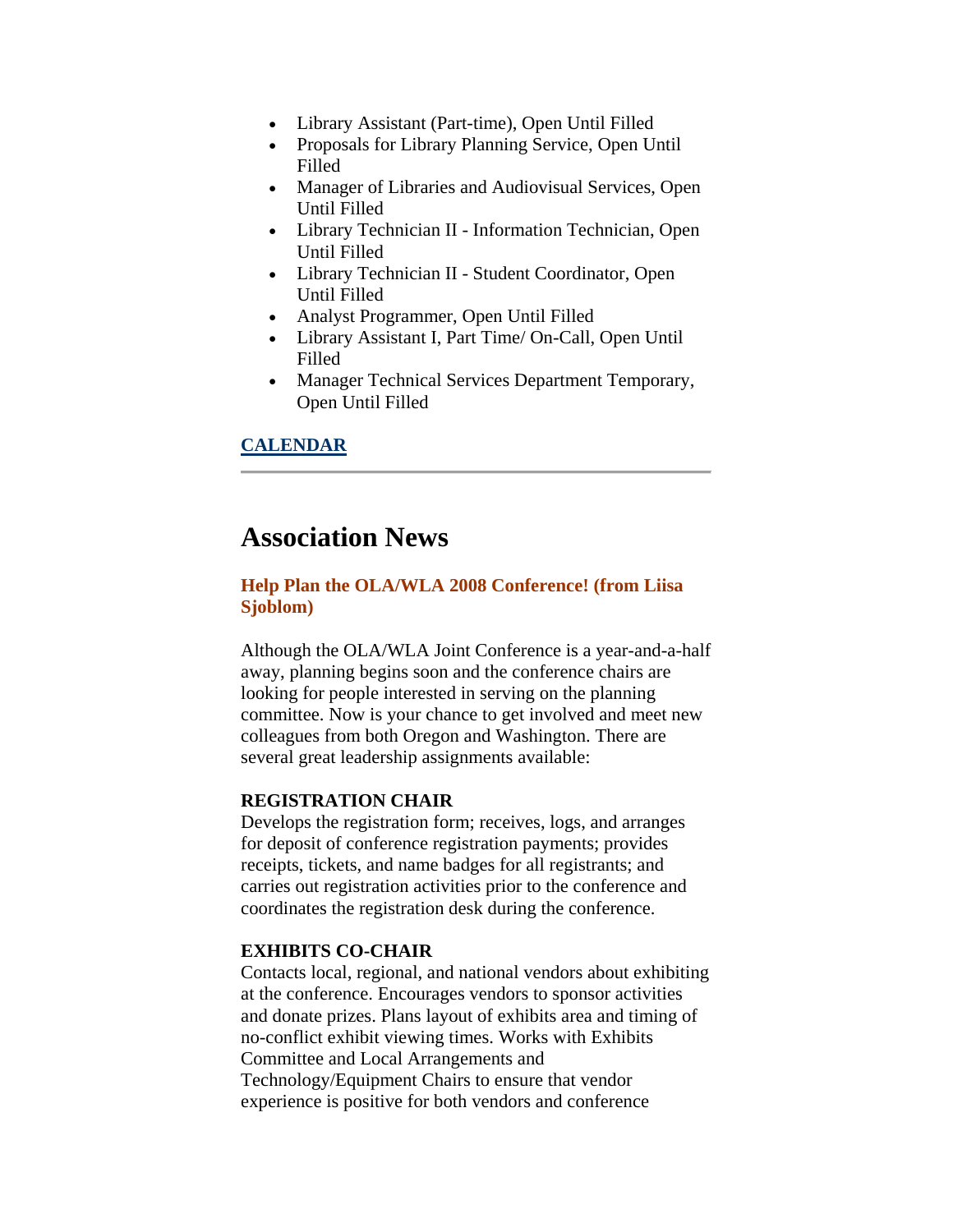- Library Assistant (Part-time), Open Until Filled
- Proposals for Library Planning Service, Open Until Filled
- Manager of Libraries and Audiovisual Services, Open Until Filled
- Library Technician II - Information Technician, Open Until Filled
- Library Technician II - Student Coordinator, Open Until Filled
- Analyst Programmer, Open Until Filled
- Library Assistant I, Part Time/ On-Call, Open Until Filled
- Manager Technical Services Department Temporary, Open Until Filled

**CALENDAR**

---

# Association News

### Help Plan the OLA/WLA 2008 Conference! (from Liisa Sjoblom)

Although the OLA/WLA Joint Conference is a year-and-a-half away, planning begins soon and the conference chairs are looking for people interested in serving on the planning committee. Now is your chance to get involved and meet new colleagues from both Oregon and Washington. There are several great leadership assignments available:

**REGISTRATION CHAIR**
Develops the registration form; receives, logs, and arranges for deposit of conference registration payments; provides receipts, tickets, and name badges for all registrants; and carries out registration activities prior to the conference and coordinates the registration desk during the conference.

**EXHIBITS CO-CHAIR**
Contacts local, regional, and national vendors about exhibiting at the conference. Encourages vendors to sponsor activities and donate prizes. Plans layout of exhibits area and timing of no-conflict exhibit viewing times. Works with Exhibits Committee and Local Arrangements and Technology/Equipment Chairs to ensure that vendor experience is positive for both vendors and conference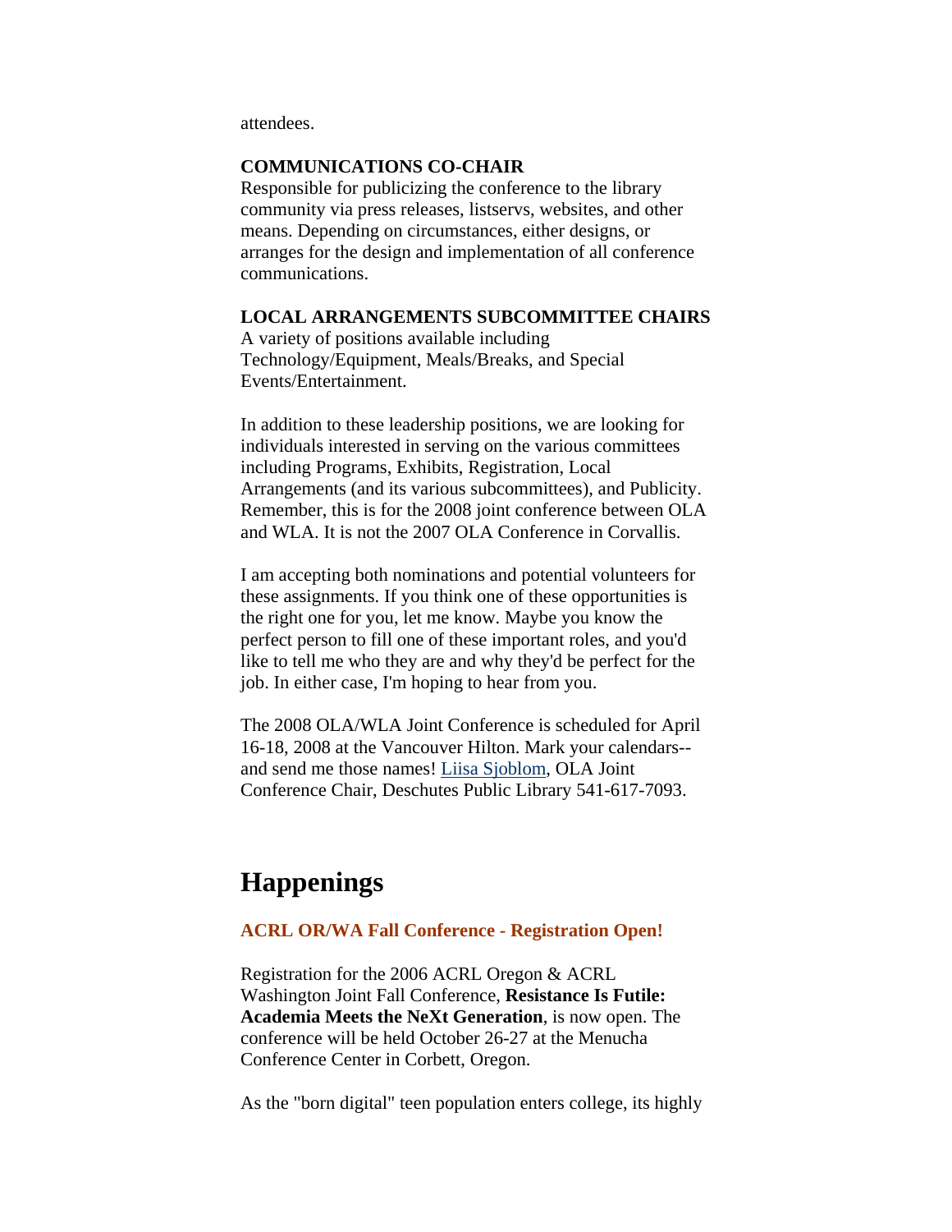attendees.

**COMMUNICATIONS CO-CHAIR**
Responsible for publicizing the conference to the library community via press releases, listservs, websites, and other means. Depending on circumstances, either designs, or arranges for the design and implementation of all conference communications.

**LOCAL ARRANGEMENTS SUBCOMMITTEE CHAIRS**
A variety of positions available including Technology/Equipment, Meals/Breaks, and Special Events/Entertainment.

In addition to these leadership positions, we are looking for individuals interested in serving on the various committees including Programs, Exhibits, Registration, Local Arrangements (and its various subcommittees), and Publicity. Remember, this is for the 2008 joint conference between OLA and WLA. It is not the 2007 OLA Conference in Corvallis.

I am accepting both nominations and potential volunteers for these assignments. If you think one of these opportunities is the right one for you, let me know. Maybe you know the perfect person to fill one of these important roles, and you'd like to tell me who they are and why they'd be perfect for the job. In either case, I'm hoping to hear from you.

The 2008 OLA/WLA Joint Conference is scheduled for April 16-18, 2008 at the Vancouver Hilton. Mark your calendars--and send me those names! Liisa Sjoblom, OLA Joint Conference Chair, Deschutes Public Library 541-617-7093.

# Happenings

### ACRL OR/WA Fall Conference - Registration Open!

Registration for the 2006 ACRL Oregon & ACRL Washington Joint Fall Conference, **Resistance Is Futile: Academia Meets the NeXt Generation**, is now open. The conference will be held October 26-27 at the Menucha Conference Center in Corbett, Oregon.

As the "born digital" teen population enters college, its highly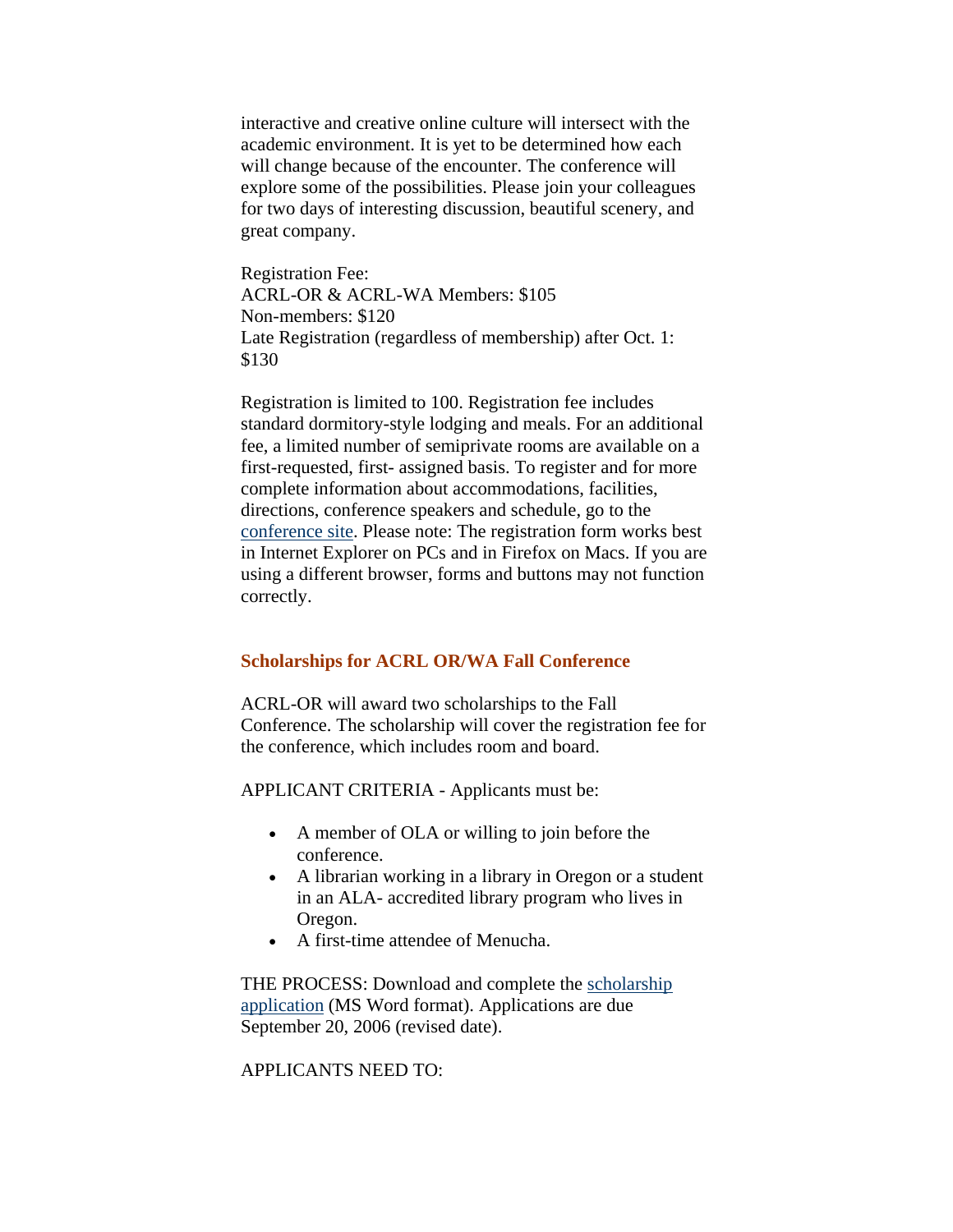interactive and creative online culture will intersect with the academic environment. It is yet to be determined how each will change because of the encounter. The conference will explore some of the possibilities. Please join your colleagues for two days of interesting discussion, beautiful scenery, and great company.

Registration Fee:
ACRL-OR & ACRL-WA Members: $105
Non-members: $120
Late Registration (regardless of membership) after Oct. 1: $130

Registration is limited to 100. Registration fee includes standard dormitory-style lodging and meals. For an additional fee, a limited number of semiprivate rooms are available on a first-requested, first- assigned basis. To register and for more complete information about accommodations, facilities, directions, conference speakers and schedule, go to the conference site. Please note: The registration form works best in Internet Explorer on PCs and in Firefox on Macs. If you are using a different browser, forms and buttons may not function correctly.

### Scholarships for ACRL OR/WA Fall Conference

ACRL-OR will award two scholarships to the Fall Conference. The scholarship will cover the registration fee for the conference, which includes room and board.

APPLICANT CRITERIA - Applicants must be:

- A member of OLA or willing to join before the conference.
- A librarian working in a library in Oregon or a student in an ALA- accredited library program who lives in Oregon.
- A first-time attendee of Menucha.

THE PROCESS: Download and complete the scholarship application (MS Word format). Applications are due September 20, 2006 (revised date).

APPLICANTS NEED TO: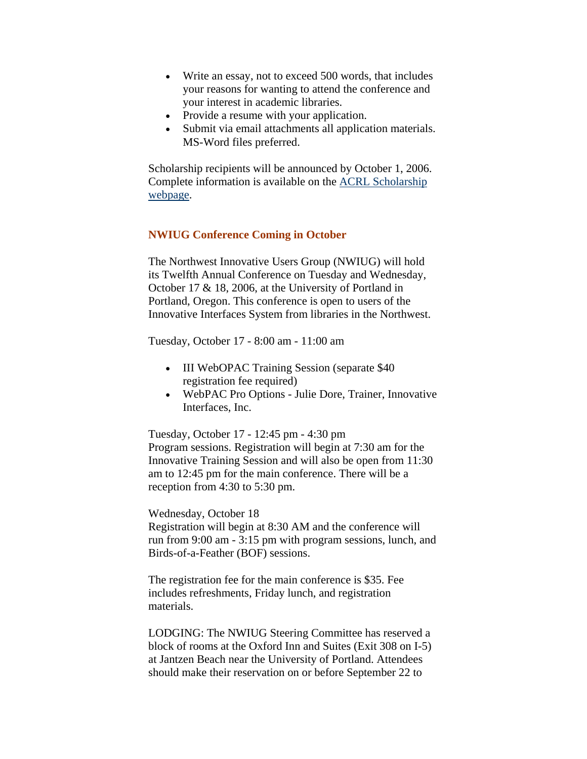- Write an essay, not to exceed 500 words, that includes your reasons for wanting to attend the conference and your interest in academic libraries.
- Provide a resume with your application.
- Submit via email attachments all application materials. MS-Word files preferred.

Scholarship recipients will be announced by October 1, 2006. Complete information is available on the ACRL Scholarship webpage.

### NWIUG Conference Coming in October

The Northwest Innovative Users Group (NWIUG) will hold its Twelfth Annual Conference on Tuesday and Wednesday, October 17 & 18, 2006, at the University of Portland in Portland, Oregon. This conference is open to users of the Innovative Interfaces System from libraries in the Northwest.

Tuesday, October 17 - 8:00 am - 11:00 am

- III WebOPAC Training Session (separate $40 registration fee required)
- WebPAC Pro Options - Julie Dore, Trainer, Innovative Interfaces, Inc.

Tuesday, October 17 - 12:45 pm - 4:30 pm
Program sessions. Registration will begin at 7:30 am for the Innovative Training Session and will also be open from 11:30 am to 12:45 pm for the main conference. There will be a reception from 4:30 to 5:30 pm.

Wednesday, October 18
Registration will begin at 8:30 AM and the conference will run from 9:00 am - 3:15 pm with program sessions, lunch, and Birds-of-a-Feather (BOF) sessions.

The registration fee for the main conference is $35. Fee includes refreshments, Friday lunch, and registration materials.

LODGING: The NWIUG Steering Committee has reserved a block of rooms at the Oxford Inn and Suites (Exit 308 on I-5) at Jantzen Beach near the University of Portland. Attendees should make their reservation on or before September 22 to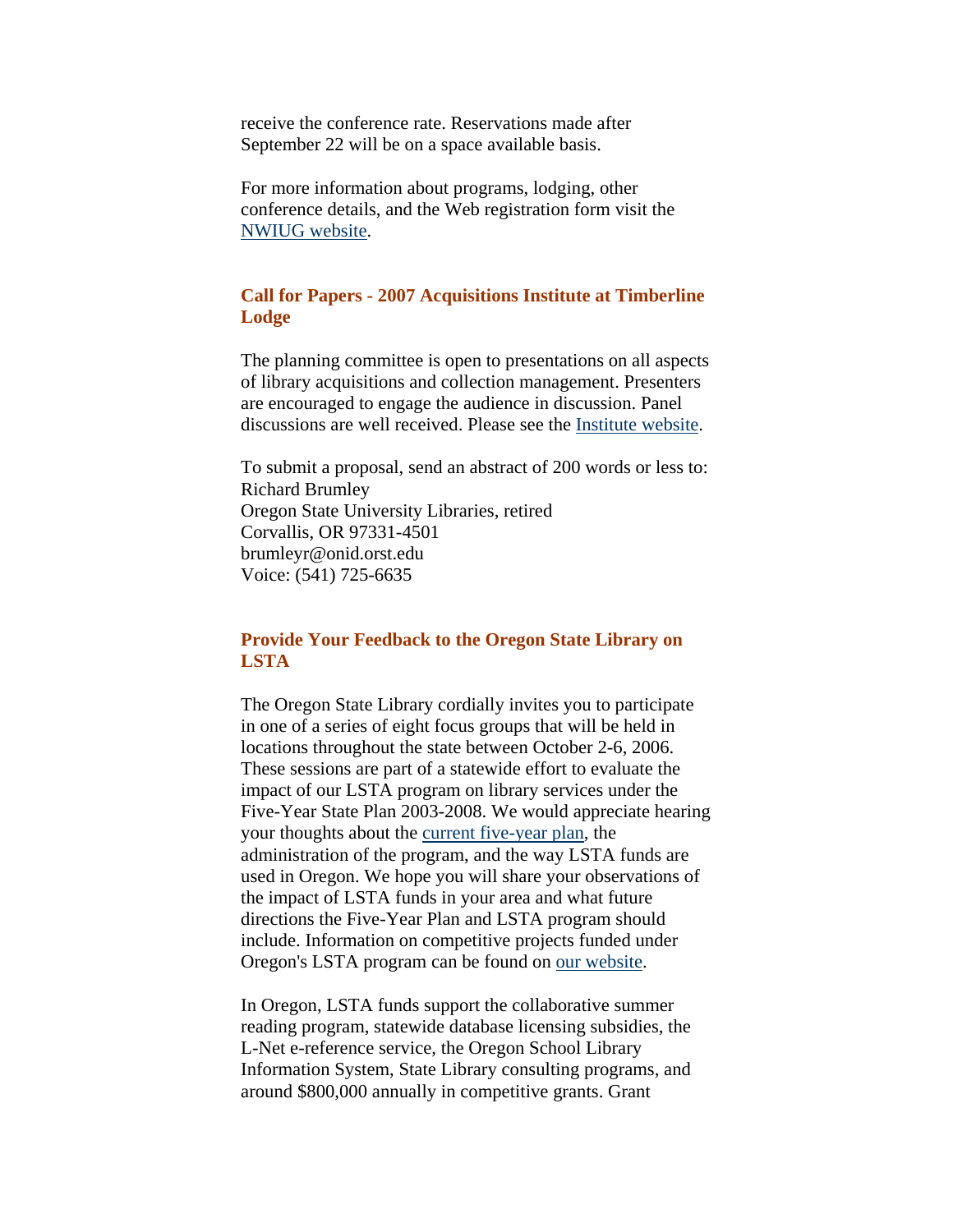receive the conference rate. Reservations made after September 22 will be on a space available basis.

For more information about programs, lodging, other conference details, and the Web registration form visit the NWIUG website.

### Call for Papers - 2007 Acquisitions Institute at Timberline Lodge

The planning committee is open to presentations on all aspects of library acquisitions and collection management. Presenters are encouraged to engage the audience in discussion. Panel discussions are well received. Please see the Institute website.

To submit a proposal, send an abstract of 200 words or less to:
Richard Brumley
Oregon State University Libraries, retired
Corvallis, OR 97331-4501
brumleyr@onid.orst.edu
Voice: (541) 725-6635

### Provide Your Feedback to the Oregon State Library on LSTA

The Oregon State Library cordially invites you to participate in one of a series of eight focus groups that will be held in locations throughout the state between October 2-6, 2006. These sessions are part of a statewide effort to evaluate the impact of our LSTA program on library services under the Five-Year State Plan 2003-2008. We would appreciate hearing your thoughts about the current five-year plan, the administration of the program, and the way LSTA funds are used in Oregon. We hope you will share your observations of the impact of LSTA funds in your area and what future directions the Five-Year Plan and LSTA program should include. Information on competitive projects funded under Oregon's LSTA program can be found on our website.

In Oregon, LSTA funds support the collaborative summer reading program, statewide database licensing subsidies, the L-Net e-reference service, the Oregon School Library Information System, State Library consulting programs, and around $800,000 annually in competitive grants. Grant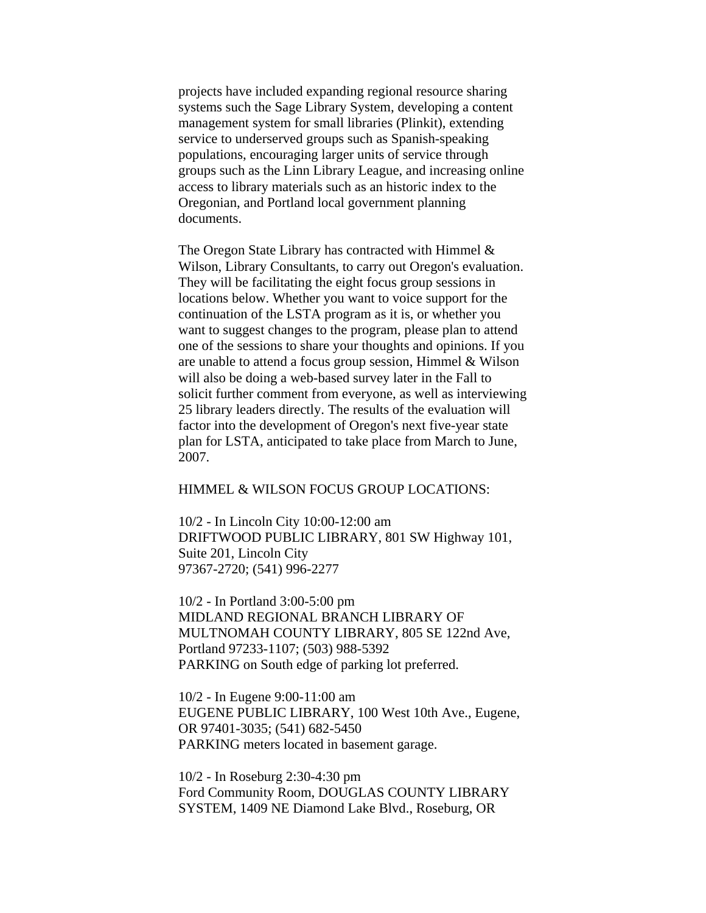projects have included expanding regional resource sharing systems such the Sage Library System, developing a content management system for small libraries (Plinkit), extending service to underserved groups such as Spanish-speaking populations, encouraging larger units of service through groups such as the Linn Library League, and increasing online access to library materials such as an historic index to the Oregonian, and Portland local government planning documents.

The Oregon State Library has contracted with Himmel & Wilson, Library Consultants, to carry out Oregon's evaluation. They will be facilitating the eight focus group sessions in locations below. Whether you want to voice support for the continuation of the LSTA program as it is, or whether you want to suggest changes to the program, please plan to attend one of the sessions to share your thoughts and opinions. If you are unable to attend a focus group session, Himmel & Wilson will also be doing a web-based survey later in the Fall to solicit further comment from everyone, as well as interviewing 25 library leaders directly. The results of the evaluation will factor into the development of Oregon's next five-year state plan for LSTA, anticipated to take place from March to June, 2007.

HIMMEL & WILSON FOCUS GROUP LOCATIONS:

10/2 - In Lincoln City 10:00-12:00 am
DRIFTWOOD PUBLIC LIBRARY, 801 SW Highway 101, Suite 201, Lincoln City
97367-2720; (541) 996-2277

10/2 - In Portland 3:00-5:00 pm
MIDLAND REGIONAL BRANCH LIBRARY OF MULTNOMAH COUNTY LIBRARY, 805 SE 122nd Ave, Portland 97233-1107; (503) 988-5392
PARKING on South edge of parking lot preferred.

10/2 - In Eugene 9:00-11:00 am
EUGENE PUBLIC LIBRARY, 100 West 10th Ave., Eugene, OR 97401-3035; (541) 682-5450
PARKING meters located in basement garage.

10/2 - In Roseburg 2:30-4:30 pm
Ford Community Room, DOUGLAS COUNTY LIBRARY SYSTEM, 1409 NE Diamond Lake Blvd., Roseburg, OR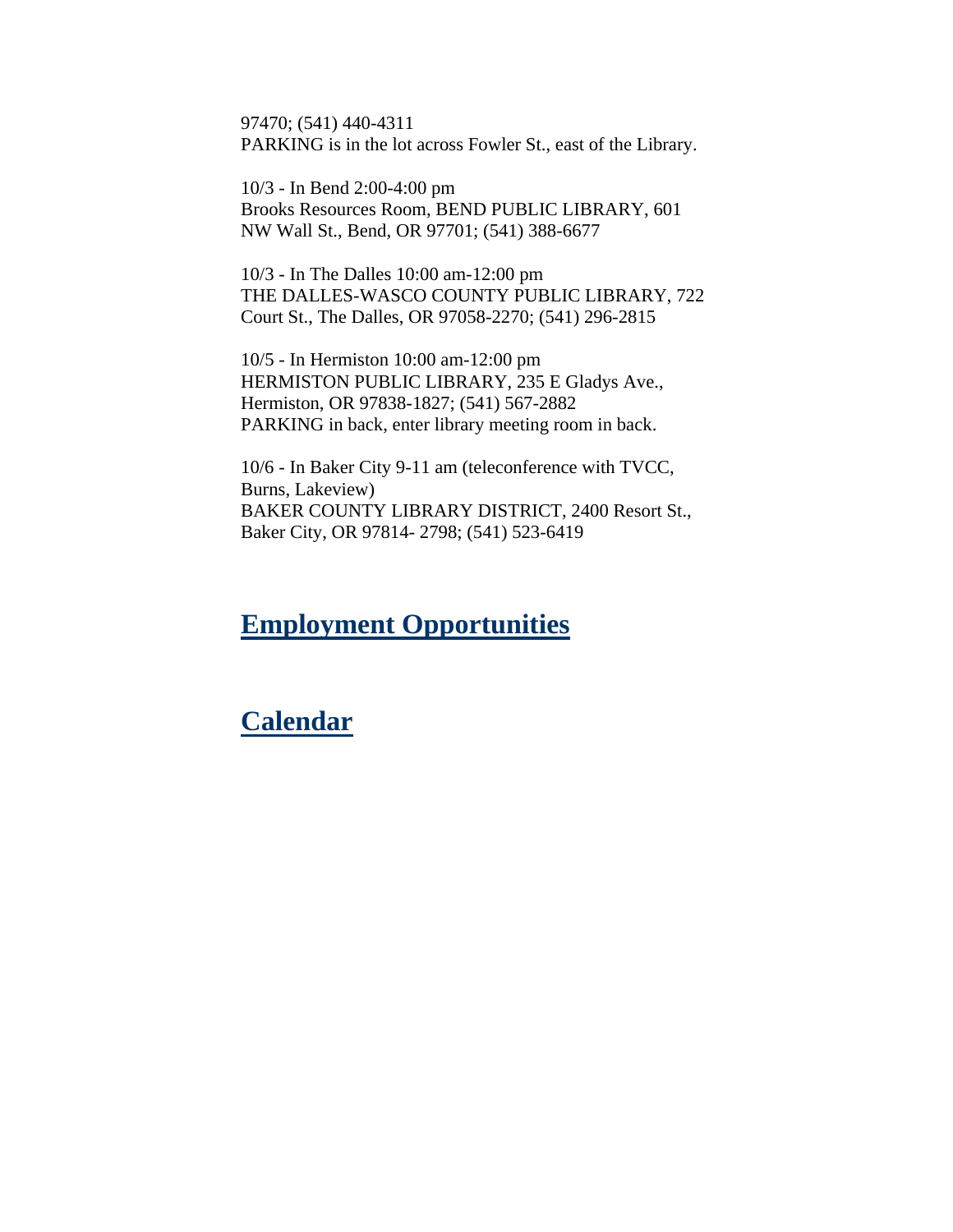97470; (541) 440-4311
PARKING is in the lot across Fowler St., east of the Library.

10/3 - In Bend 2:00-4:00 pm
Brooks Resources Room, BEND PUBLIC LIBRARY, 601 NW Wall St., Bend, OR 97701; (541) 388-6677

10/3 - In The Dalles 10:00 am-12:00 pm
THE DALLES-WASCO COUNTY PUBLIC LIBRARY, 722 Court St., The Dalles, OR 97058-2270; (541) 296-2815

10/5 - In Hermiston 10:00 am-12:00 pm
HERMISTON PUBLIC LIBRARY, 235 E Gladys Ave., Hermiston, OR 97838-1827; (541) 567-2882
PARKING in back, enter library meeting room in back.

10/6 - In Baker City 9-11 am (teleconference with TVCC, Burns, Lakeview)
BAKER COUNTY LIBRARY DISTRICT, 2400 Resort St., Baker City, OR 97814- 2798; (541) 523-6419

## Employment Opportunities

## Calendar